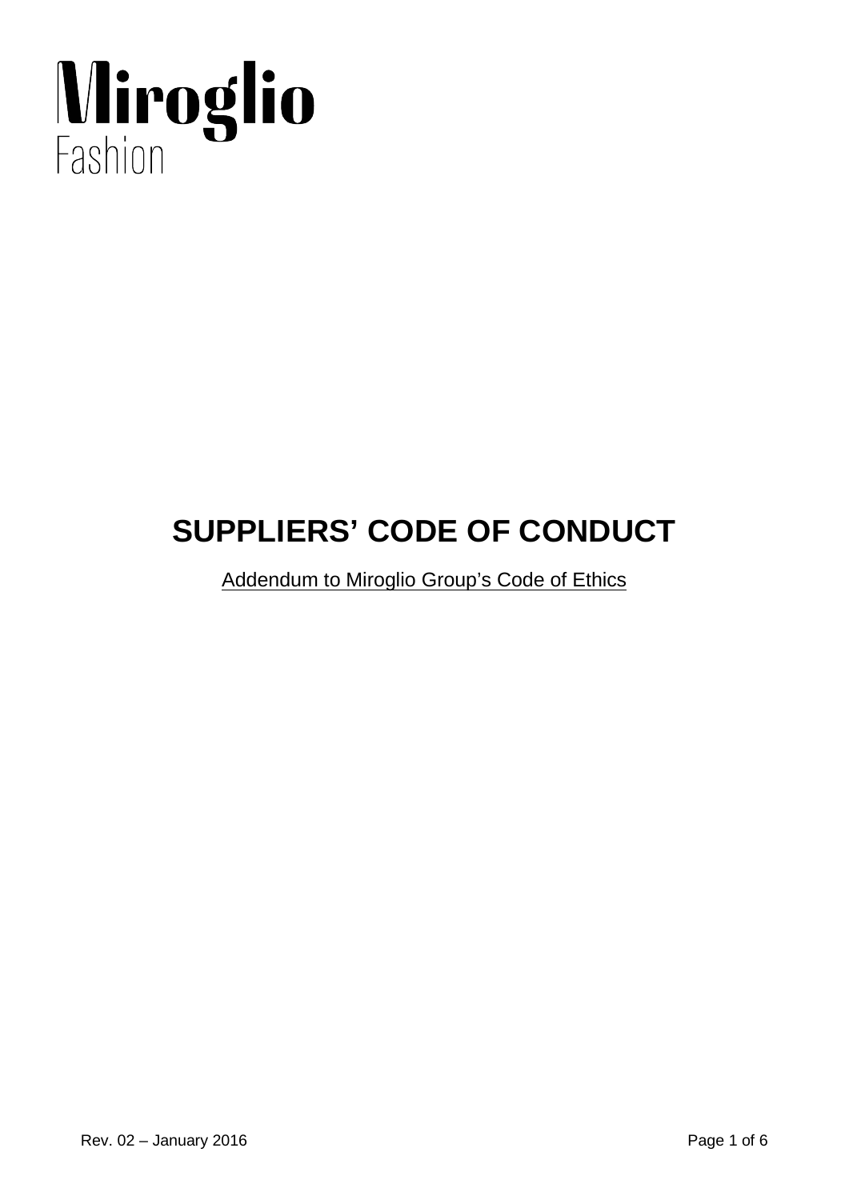# Miroglio Fashion

# SUPPLIERS' CODE OF CONDUCT

Addendum to Miroglio Group's Code of Ethics

Rev. 02 – January 2016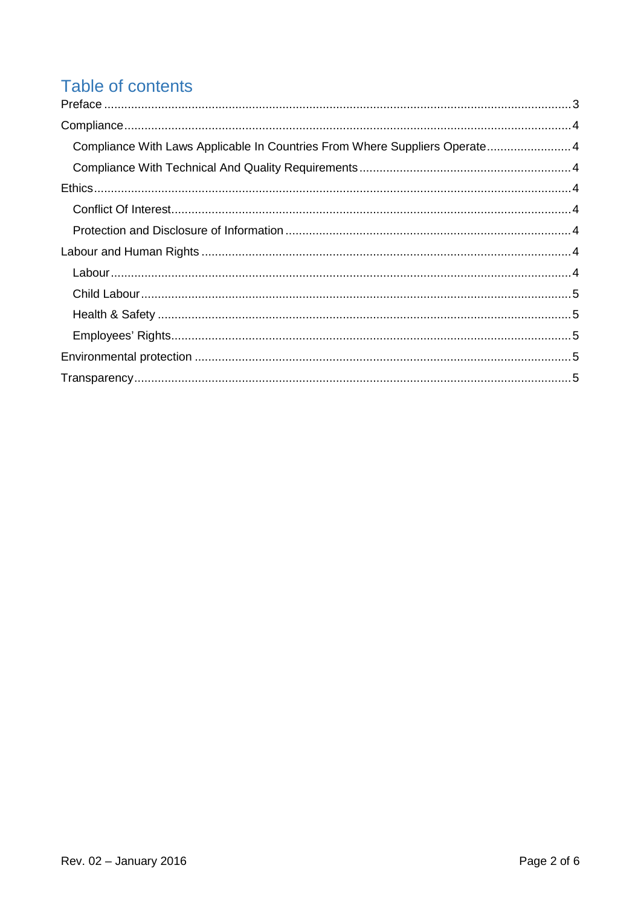# Table of contents

- Preface ........ 3
- Compliance ........ 4
  - Compliance With Laws Applicable In Countries From Where Suppliers Operate ........ 4
  - Compliance With Technical And Quality Requirements ........ 4
- Ethics ........ 4
  - Conflict Of Interest ........ 4
  - Protection and Disclosure of Information ........ 4
- Labour and Human Rights ........ 4
  - Labour ........ 4
  - Child Labour ........ 5
  - Health & Safety ........ 5
  - Employees' Rights ........ 5
- Environmental protection ........ 5
- Transparency ........ 5

Rev. 02 – January 2016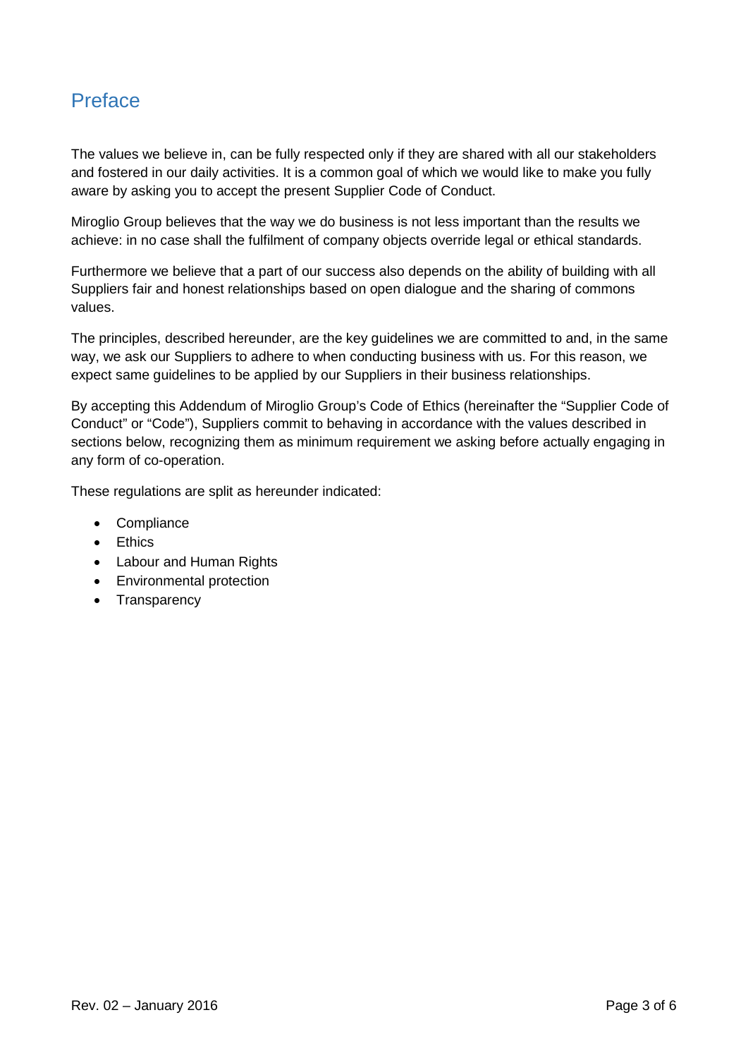# Preface

The values we believe in, can be fully respected only if they are shared with all our stakeholders and fostered in our daily activities. It is a common goal of which we would like to make you fully aware by asking you to accept the present Supplier Code of Conduct.

Miroglio Group believes that the way we do business is not less important than the results we achieve: in no case shall the fulfilment of company objects override legal or ethical standards.

Furthermore we believe that a part of our success also depends on the ability of building with all Suppliers fair and honest relationships based on open dialogue and the sharing of commons values.

The principles, described hereunder, are the key guidelines we are committed to and, in the same way, we ask our Suppliers to adhere to when conducting business with us. For this reason, we expect same guidelines to be applied by our Suppliers in their business relationships.

By accepting this Addendum of Miroglio Group's Code of Ethics (hereinafter the "Supplier Code of Conduct" or "Code"), Suppliers commit to behaving in accordance with the values described in sections below, recognizing them as minimum requirement we asking before actually engaging in any form of co-operation.

These regulations are split as hereunder indicated:

- Compliance
- Ethics
- Labour and Human Rights
- Environmental protection
- Transparency

Rev. 02 – January 2016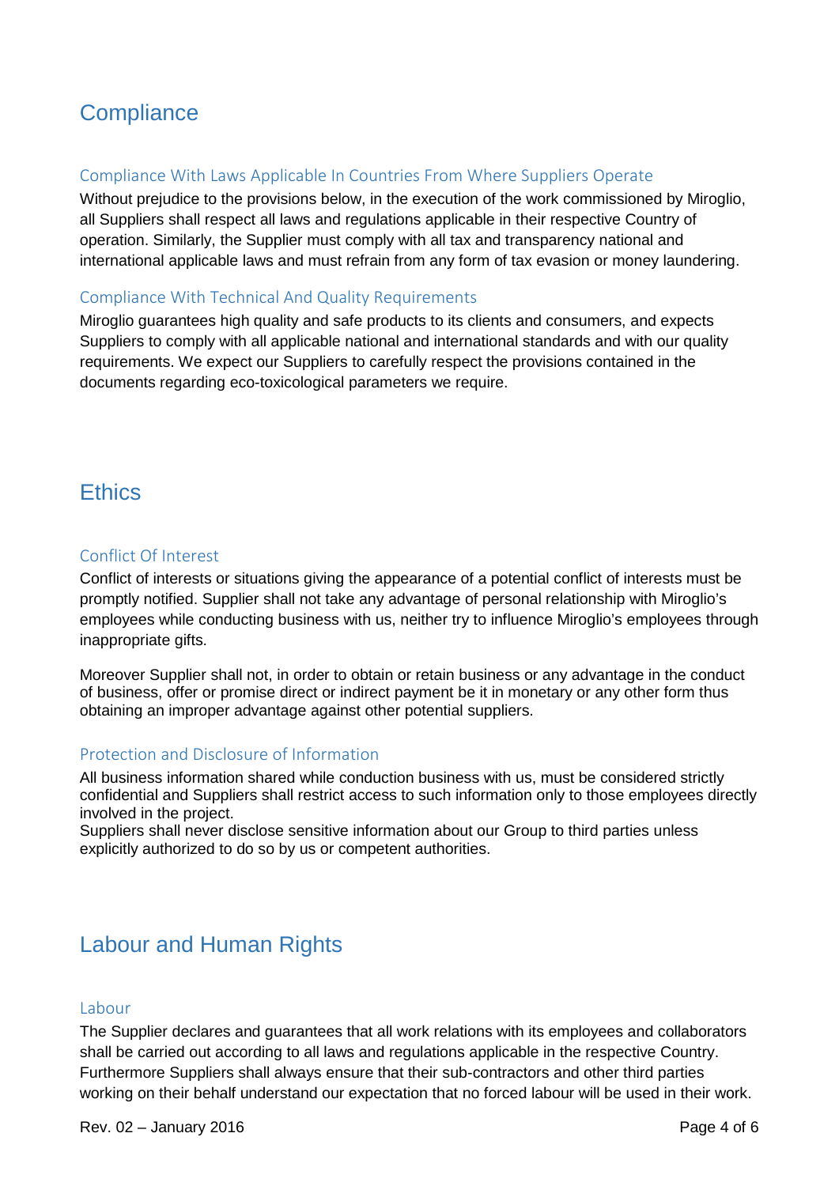# Compliance

## Compliance With Laws Applicable In Countries From Where Suppliers Operate

Without prejudice to the provisions below, in the execution of the work commissioned by Miroglio, all Suppliers shall respect all laws and regulations applicable in their respective Country of operation. Similarly, the Supplier must comply with all tax and transparency national and international applicable laws and must refrain from any form of tax evasion or money laundering.

## Compliance With Technical And Quality Requirements

Miroglio guarantees high quality and safe products to its clients and consumers, and expects Suppliers to comply with all applicable national and international standards and with our quality requirements. We expect our Suppliers to carefully respect the provisions contained in the documents regarding eco-toxicological parameters we require.

# Ethics

## Conflict Of Interest

Conflict of interests or situations giving the appearance of a potential conflict of interests must be promptly notified. Supplier shall not take any advantage of personal relationship with Miroglio's employees while conducting business with us, neither try to influence Miroglio's employees through inappropriate gifts.

Moreover Supplier shall not, in order to obtain or retain business or any advantage in the conduct of business, offer or promise direct or indirect payment be it in monetary or any other form thus obtaining an improper advantage against other potential suppliers.

## Protection and Disclosure of Information

All business information shared while conduction business with us, must be considered strictly confidential and Suppliers shall restrict access to such information only to those employees directly involved in the project.
Suppliers shall never disclose sensitive information about our Group to third parties unless explicitly authorized to do so by us or competent authorities.

# Labour and Human Rights

## Labour

The Supplier declares and guarantees that all work relations with its employees and collaborators shall be carried out according to all laws and regulations applicable in the respective Country. Furthermore Suppliers shall always ensure that their sub-contractors and other third parties working on their behalf understand our expectation that no forced labour will be used in their work.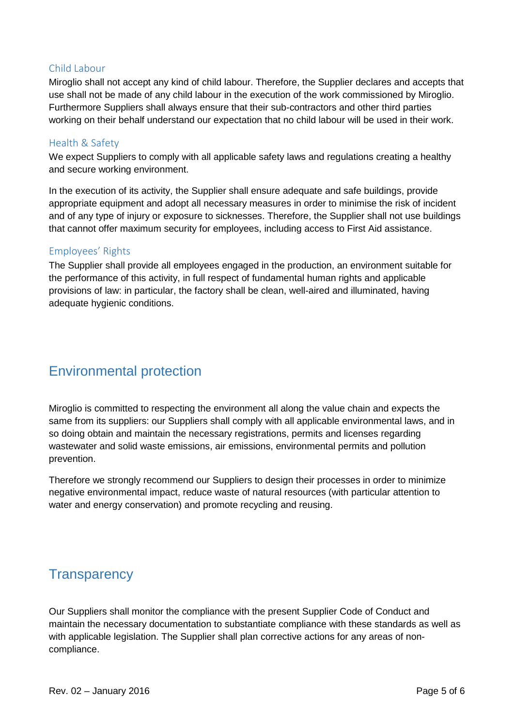### Child Labour

Miroglio shall not accept any kind of child labour. Therefore, the Supplier declares and accepts that use shall not be made of any child labour in the execution of the work commissioned by Miroglio. Furthermore Suppliers shall always ensure that their sub-contractors and other third parties working on their behalf understand our expectation that no child labour will be used in their work.

### Health & Safety

We expect Suppliers to comply with all applicable safety laws and regulations creating a healthy and secure working environment.

In the execution of its activity, the Supplier shall ensure adequate and safe buildings, provide appropriate equipment and adopt all necessary measures in order to minimise the risk of incident and of any type of injury or exposure to sicknesses. Therefore, the Supplier shall not use buildings that cannot offer maximum security for employees, including access to First Aid assistance.

### Employees' Rights

The Supplier shall provide all employees engaged in the production, an environment suitable for the performance of this activity, in full respect of fundamental human rights and applicable provisions of law: in particular, the factory shall be clean, well-aired and illuminated, having adequate hygienic conditions.

## Environmental protection

Miroglio is committed to respecting the environment all along the value chain and expects the same from its suppliers: our Suppliers shall comply with all applicable environmental laws, and in so doing obtain and maintain the necessary registrations, permits and licenses regarding wastewater and solid waste emissions, air emissions, environmental permits and pollution prevention.

Therefore we strongly recommend our Suppliers to design their processes in order to minimize negative environmental impact, reduce waste of natural resources (with particular attention to water and energy conservation) and promote recycling and reusing.

## Transparency

Our Suppliers shall monitor the compliance with the present Supplier Code of Conduct and maintain the necessary documentation to substantiate compliance with these standards as well as with applicable legislation. The Supplier shall plan corrective actions for any areas of non-compliance.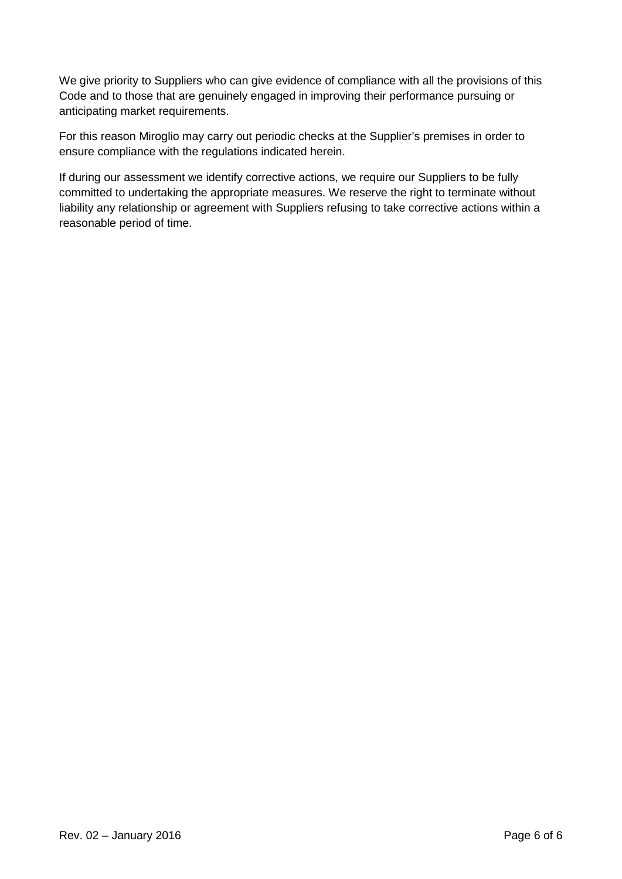We give priority to Suppliers who can give evidence of compliance with all the provisions of this Code and to those that are genuinely engaged in improving their performance pursuing or anticipating market requirements.

For this reason Miroglio may carry out periodic checks at the Supplier's premises in order to ensure compliance with the regulations indicated herein.

If during our assessment we identify corrective actions, we require our Suppliers to be fully committed to undertaking the appropriate measures. We reserve the right to terminate without liability any relationship or agreement with Suppliers refusing to take corrective actions within a reasonable period of time.